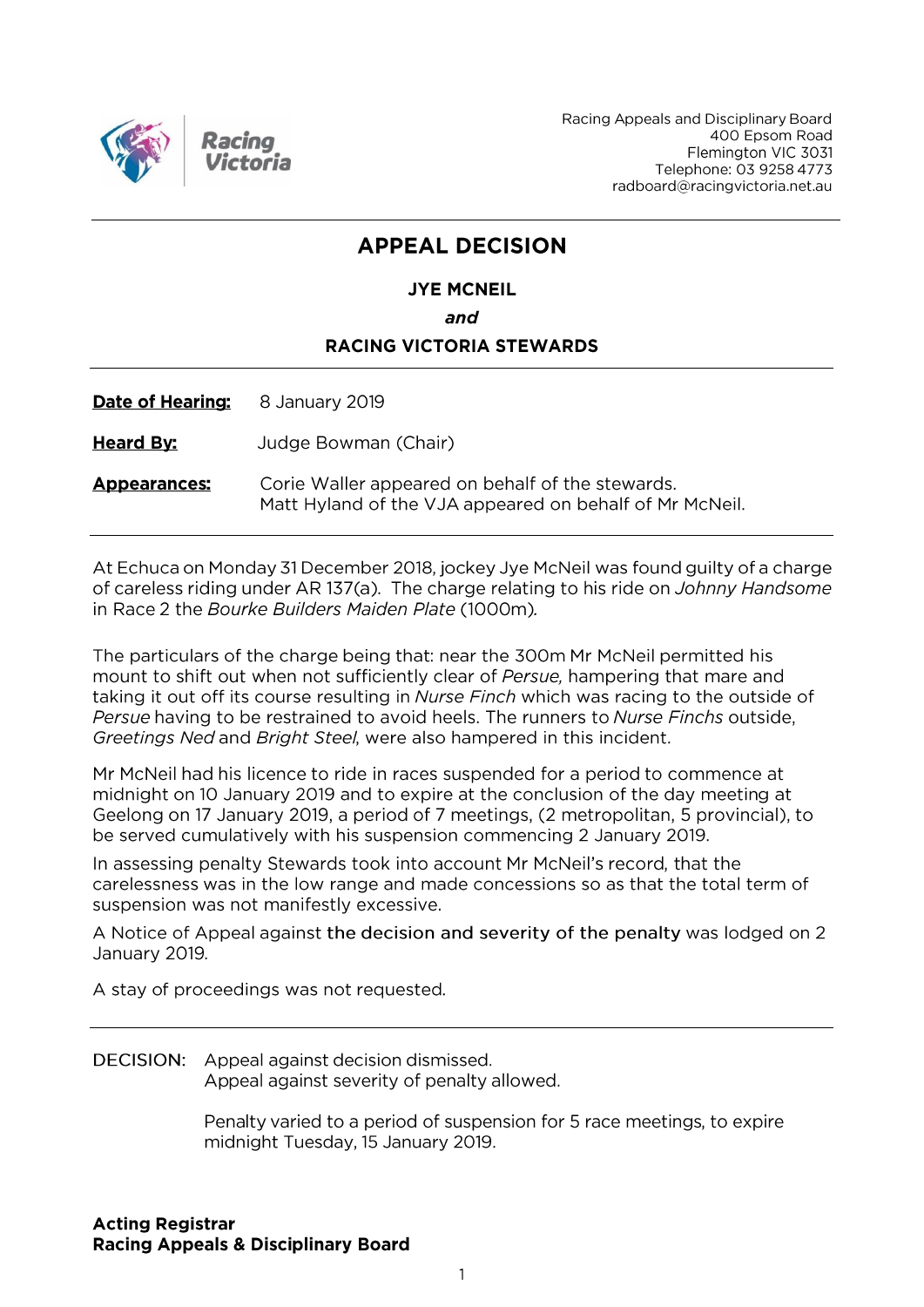Racing Victoria

Racing Appeals and Disciplinary Board
400 Epsom Road
Flemington VIC 3031
Telephone: 03 9258 4773
radboard@racingvictoria.net.au

# APPEAL DECISION

**JYE MCNEIL**

***and***

**RACING VICTORIA STEWARDS**

**Date of Hearing:** 8 January 2019

**Heard By:** Judge Bowman (Chair)

**Appearances:** Corie Waller appeared on behalf of the stewards.
Matt Hyland of the VJA appeared on behalf of Mr McNeil.

At Echuca on Monday 31 December 2018, jockey Jye McNeil was found guilty of a charge of careless riding under AR 137(a). The charge relating to his ride on *Johnny Handsome* in Race 2 the *Bourke Builders Maiden Plate* (1000m).

The particulars of the charge being that: near the 300m Mr McNeil permitted his mount to shift out when not sufficiently clear of *Persue,* hampering that mare and taking it out off its course resulting in *Nurse Finch* which was racing to the outside of *Persue* having to be restrained to avoid heels. The runners to *Nurse Finchs* outside, *Greetings Ned* and *Bright Steel*, were also hampered in this incident.

Mr McNeil had his licence to ride in races suspended for a period to commence at midnight on 10 January 2019 and to expire at the conclusion of the day meeting at Geelong on 17 January 2019, a period of 7 meetings, (2 metropolitan, 5 provincial), to be served cumulatively with his suspension commencing 2 January 2019.

In assessing penalty Stewards took into account Mr McNeil's record, that the carelessness was in the low range and made concessions so as that the total term of suspension was not manifestly excessive.

A Notice of Appeal against the decision and severity of the penalty was lodged on 2 January 2019.

A stay of proceedings was not requested.

---

DECISION: Appeal against decision dismissed.
Appeal against severity of penalty allowed.

Penalty varied to a period of suspension for 5 race meetings, to expire midnight Tuesday, 15 January 2019.

**Acting Registrar**
**Racing Appeals & Disciplinary Board**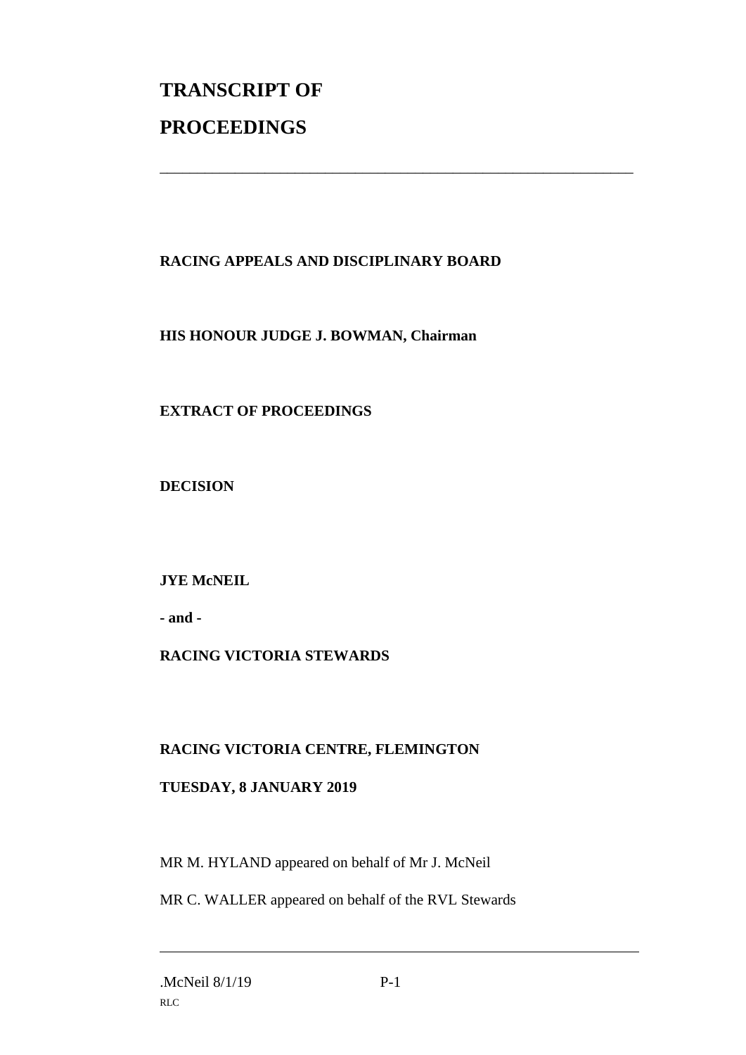# TRANSCRIPT OF PROCEEDINGS

---

**RACING APPEALS AND DISCIPLINARY BOARD**

**HIS HONOUR JUDGE J. BOWMAN, Chairman**

**EXTRACT OF PROCEEDINGS**

**DECISION**

**JYE McNEIL**

**- and -**

**RACING VICTORIA STEWARDS**

**RACING VICTORIA CENTRE, FLEMINGTON**

**TUESDAY, 8 JANUARY 2019**

MR M. HYLAND appeared on behalf of Mr J. McNeil

MR C. WALLER appeared on behalf of the RVL Stewards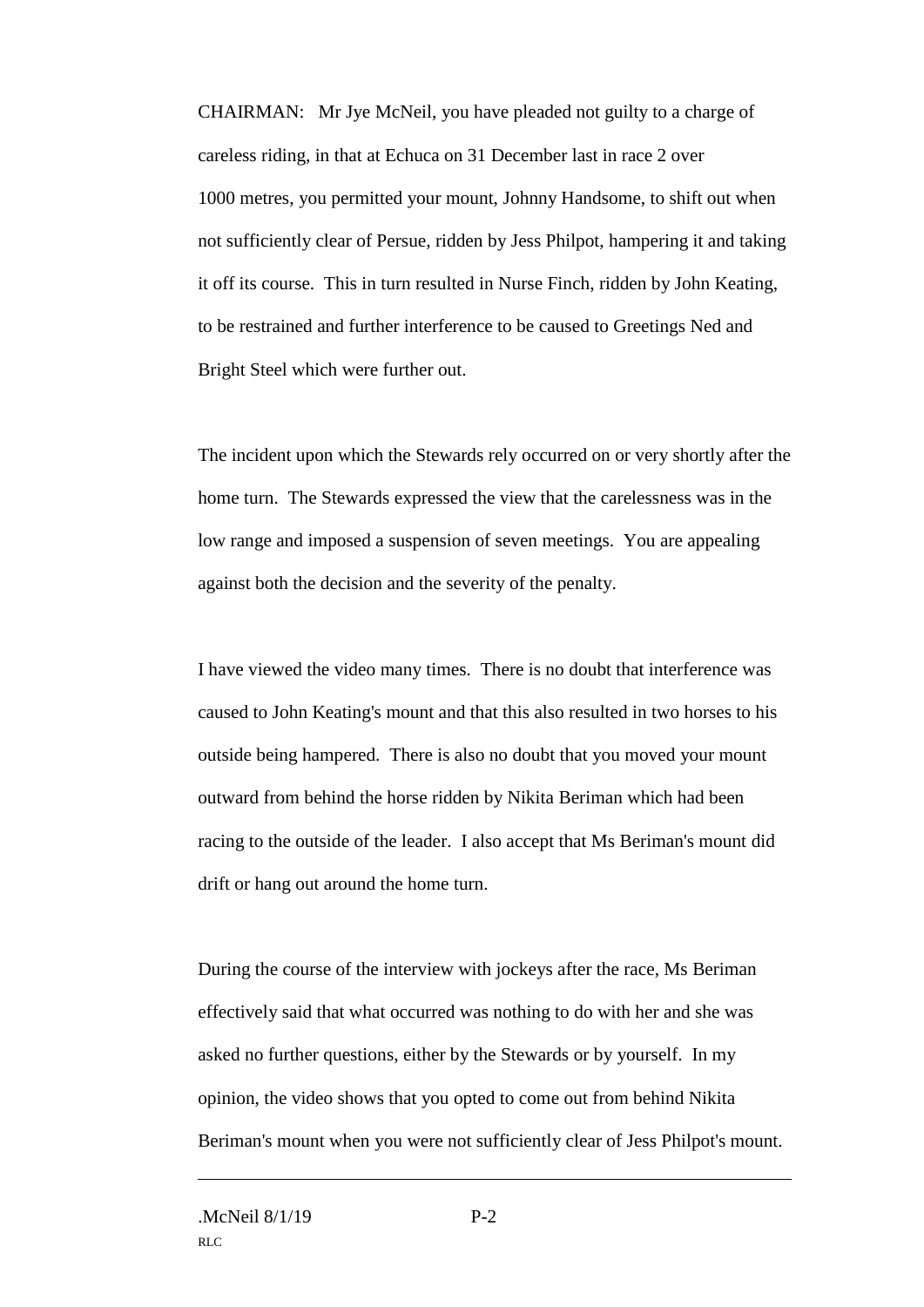CHAIRMAN: Mr Jye McNeil, you have pleaded not guilty to a charge of careless riding, in that at Echuca on 31 December last in race 2 over 1000 metres, you permitted your mount, Johnny Handsome, to shift out when not sufficiently clear of Persue, ridden by Jess Philpot, hampering it and taking it off its course. This in turn resulted in Nurse Finch, ridden by John Keating, to be restrained and further interference to be caused to Greetings Ned and Bright Steel which were further out.

The incident upon which the Stewards rely occurred on or very shortly after the home turn. The Stewards expressed the view that the carelessness was in the low range and imposed a suspension of seven meetings. You are appealing against both the decision and the severity of the penalty.

I have viewed the video many times. There is no doubt that interference was caused to John Keating's mount and that this also resulted in two horses to his outside being hampered. There is also no doubt that you moved your mount outward from behind the horse ridden by Nikita Beriman which had been racing to the outside of the leader. I also accept that Ms Beriman's mount did drift or hang out around the home turn.

During the course of the interview with jockeys after the race, Ms Beriman effectively said that what occurred was nothing to do with her and she was asked no further questions, either by the Stewards or by yourself. In my opinion, the video shows that you opted to come out from behind Nikita Beriman's mount when you were not sufficiently clear of Jess Philpot's mount.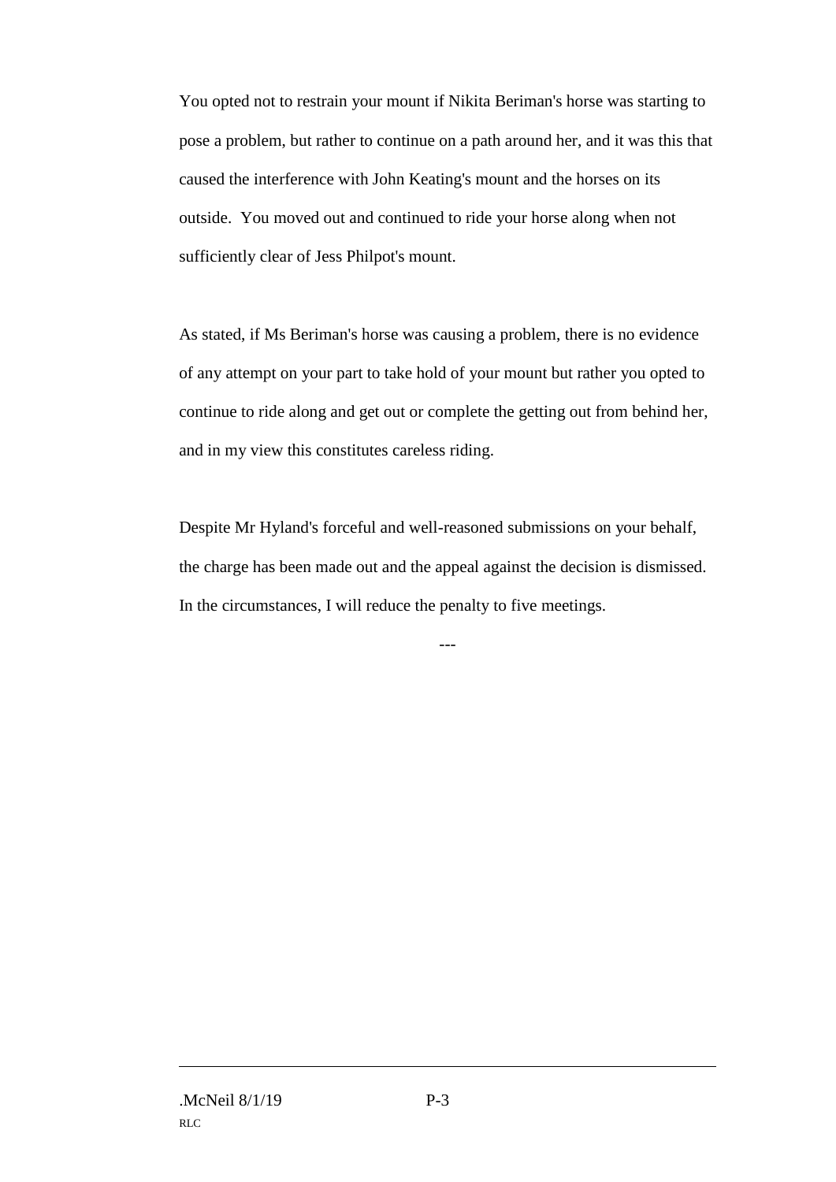You opted not to restrain your mount if Nikita Beriman's horse was starting to pose a problem, but rather to continue on a path around her, and it was this that caused the interference with John Keating's mount and the horses on its outside. You moved out and continued to ride your horse along when not sufficiently clear of Jess Philpot's mount.

As stated, if Ms Beriman's horse was causing a problem, there is no evidence of any attempt on your part to take hold of your mount but rather you opted to continue to ride along and get out or complete the getting out from behind her, and in my view this constitutes careless riding.

Despite Mr Hyland's forceful and well-reasoned submissions on your behalf, the charge has been made out and the appeal against the decision is dismissed. In the circumstances, I will reduce the penalty to five meetings.

---